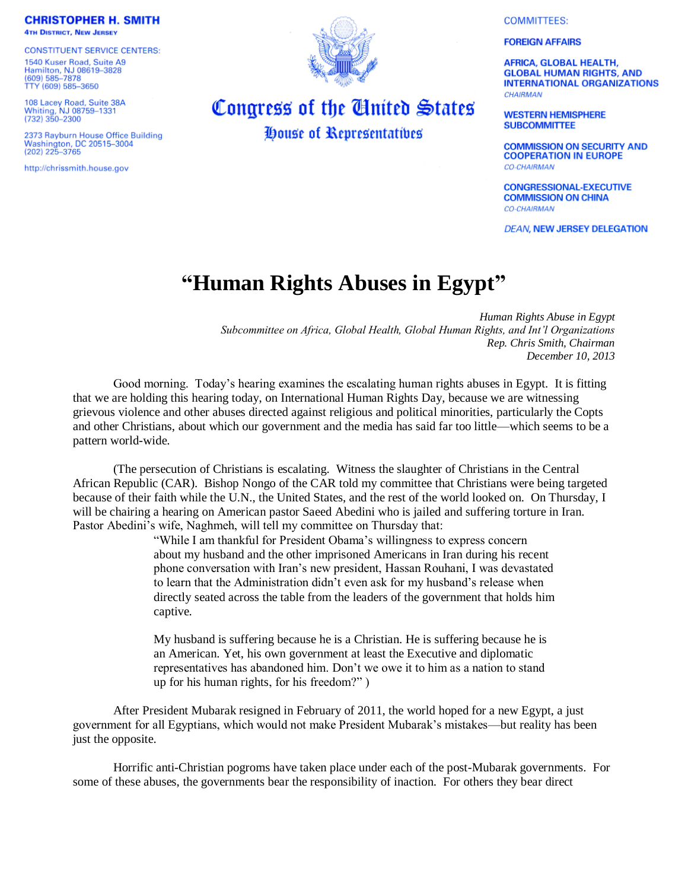**CHRISTOPHER H. SMITH**
**4TH DISTRICT, NEW JERSEY**

CONSTITUENT SERVICE CENTERS:

1540 Kuser Road, Suite A9
Hamilton, NJ 08619–3828
(609) 585–7878
TTY (609) 585–3650

108 Lacey Road, Suite 38A
Whiting, NJ 08759–1331
(732) 350–2300

2373 Rayburn House Office Building
Washington, DC 20515–3004
(202) 225–3765

http://chrissmith.house.gov

**Congress of the United States**
**House of Representatives**

COMMITTEES:

**FOREIGN AFFAIRS**

**AFRICA, GLOBAL HEALTH, GLOBAL HUMAN RIGHTS, AND INTERNATIONAL ORGANIZATIONS**
*CHAIRMAN*

**WESTERN HEMISPHERE SUBCOMMITTEE**

**COMMISSION ON SECURITY AND COOPERATION IN EUROPE**
*CO-CHAIRMAN*

**CONGRESSIONAL-EXECUTIVE COMMISSION ON CHINA**
*CO-CHAIRMAN*

***DEAN,* NEW JERSEY DELEGATION**

# "Human Rights Abuses in Egypt"

*Human Rights Abuse in Egypt*
*Subcommittee on Africa, Global Health, Global Human Rights, and Int'l Organizations*
*Rep. Chris Smith, Chairman*
*December 10, 2013*

Good morning. Today's hearing examines the escalating human rights abuses in Egypt. It is fitting that we are holding this hearing today, on International Human Rights Day, because we are witnessing grievous violence and other abuses directed against religious and political minorities, particularly the Copts and other Christians, about which our government and the media has said far too little—which seems to be a pattern world-wide.

(The persecution of Christians is escalating. Witness the slaughter of Christians in the Central African Republic (CAR). Bishop Nongo of the CAR told my committee that Christians were being targeted because of their faith while the U.N., the United States, and the rest of the world looked on. On Thursday, I will be chairing a hearing on American pastor Saeed Abedini who is jailed and suffering torture in Iran. Pastor Abedini's wife, Naghmeh, will tell my committee on Thursday that:

> "While I am thankful for President Obama's willingness to express concern about my husband and the other imprisoned Americans in Iran during his recent phone conversation with Iran's new president, Hassan Rouhani, I was devastated to learn that the Administration didn't even ask for my husband's release when directly seated across the table from the leaders of the government that holds him captive.
>
> My husband is suffering because he is a Christian. He is suffering because he is an American. Yet, his own government at least the Executive and diplomatic representatives has abandoned him. Don't we owe it to him as a nation to stand up for his human rights, for his freedom?" )

After President Mubarak resigned in February of 2011, the world hoped for a new Egypt, a just government for all Egyptians, which would not make President Mubarak's mistakes—but reality has been just the opposite.

Horrific anti-Christian pogroms have taken place under each of the post-Mubarak governments. For some of these abuses, the governments bear the responsibility of inaction. For others they bear direct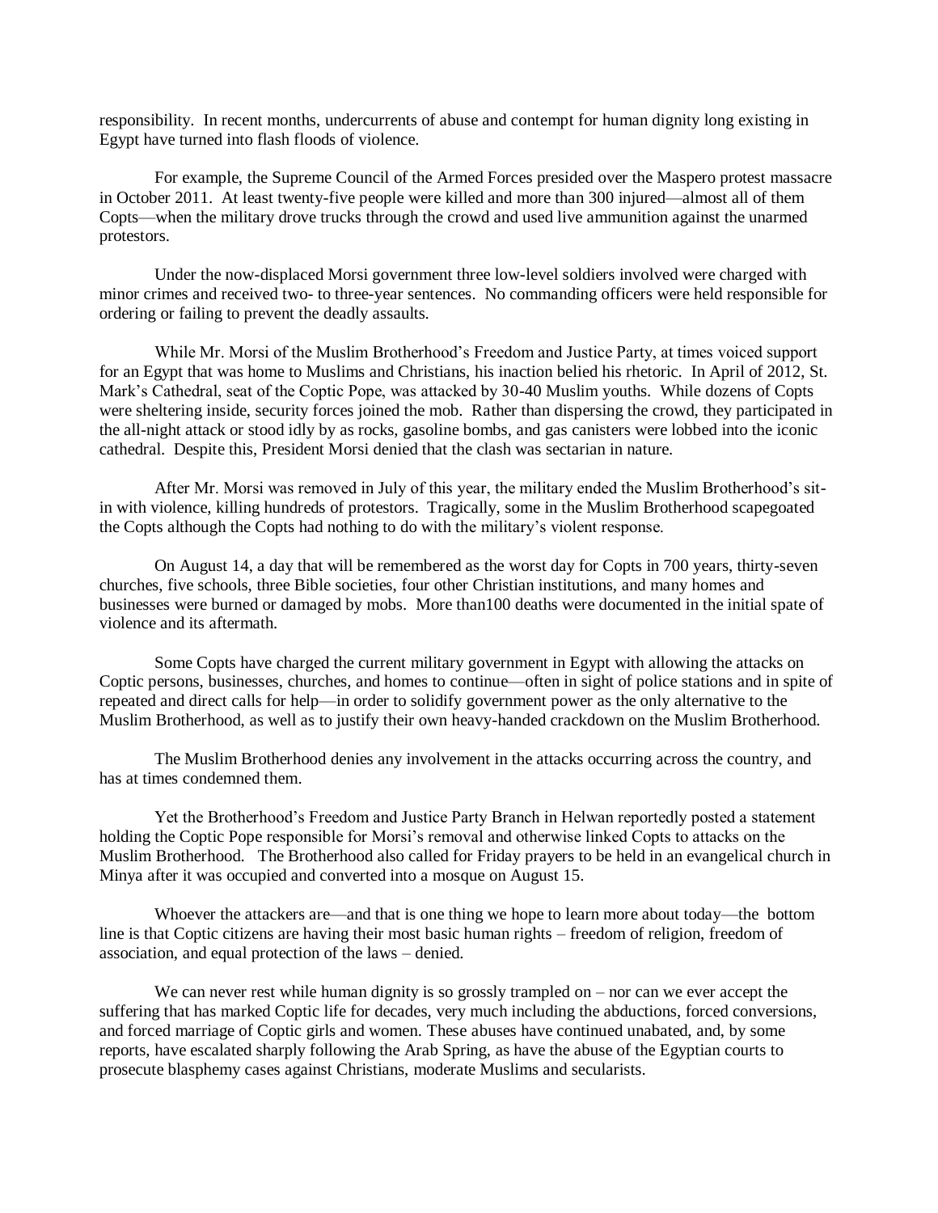responsibility. In recent months, undercurrents of abuse and contempt for human dignity long existing in Egypt have turned into flash floods of violence.

For example, the Supreme Council of the Armed Forces presided over the Maspero protest massacre in October 2011. At least twenty-five people were killed and more than 300 injured—almost all of them Copts—when the military drove trucks through the crowd and used live ammunition against the unarmed protestors.

Under the now-displaced Morsi government three low-level soldiers involved were charged with minor crimes and received two- to three-year sentences. No commanding officers were held responsible for ordering or failing to prevent the deadly assaults.

While Mr. Morsi of the Muslim Brotherhood's Freedom and Justice Party, at times voiced support for an Egypt that was home to Muslims and Christians, his inaction belied his rhetoric. In April of 2012, St. Mark's Cathedral, seat of the Coptic Pope, was attacked by 30-40 Muslim youths. While dozens of Copts were sheltering inside, security forces joined the mob. Rather than dispersing the crowd, they participated in the all-night attack or stood idly by as rocks, gasoline bombs, and gas canisters were lobbed into the iconic cathedral. Despite this, President Morsi denied that the clash was sectarian in nature.

After Mr. Morsi was removed in July of this year, the military ended the Muslim Brotherhood's sit-in with violence, killing hundreds of protestors. Tragically, some in the Muslim Brotherhood scapegoated the Copts although the Copts had nothing to do with the military's violent response.

On August 14, a day that will be remembered as the worst day for Copts in 700 years, thirty-seven churches, five schools, three Bible societies, four other Christian institutions, and many homes and businesses were burned or damaged by mobs. More than100 deaths were documented in the initial spate of violence and its aftermath.

Some Copts have charged the current military government in Egypt with allowing the attacks on Coptic persons, businesses, churches, and homes to continue—often in sight of police stations and in spite of repeated and direct calls for help—in order to solidify government power as the only alternative to the Muslim Brotherhood, as well as to justify their own heavy-handed crackdown on the Muslim Brotherhood.

The Muslim Brotherhood denies any involvement in the attacks occurring across the country, and has at times condemned them.

Yet the Brotherhood's Freedom and Justice Party Branch in Helwan reportedly posted a statement holding the Coptic Pope responsible for Morsi's removal and otherwise linked Copts to attacks on the Muslim Brotherhood. The Brotherhood also called for Friday prayers to be held in an evangelical church in Minya after it was occupied and converted into a mosque on August 15.

Whoever the attackers are—and that is one thing we hope to learn more about today—the bottom line is that Coptic citizens are having their most basic human rights – freedom of religion, freedom of association, and equal protection of the laws – denied.

We can never rest while human dignity is so grossly trampled on – nor can we ever accept the suffering that has marked Coptic life for decades, very much including the abductions, forced conversions, and forced marriage of Coptic girls and women. These abuses have continued unabated, and, by some reports, have escalated sharply following the Arab Spring, as have the abuse of the Egyptian courts to prosecute blasphemy cases against Christians, moderate Muslims and secularists.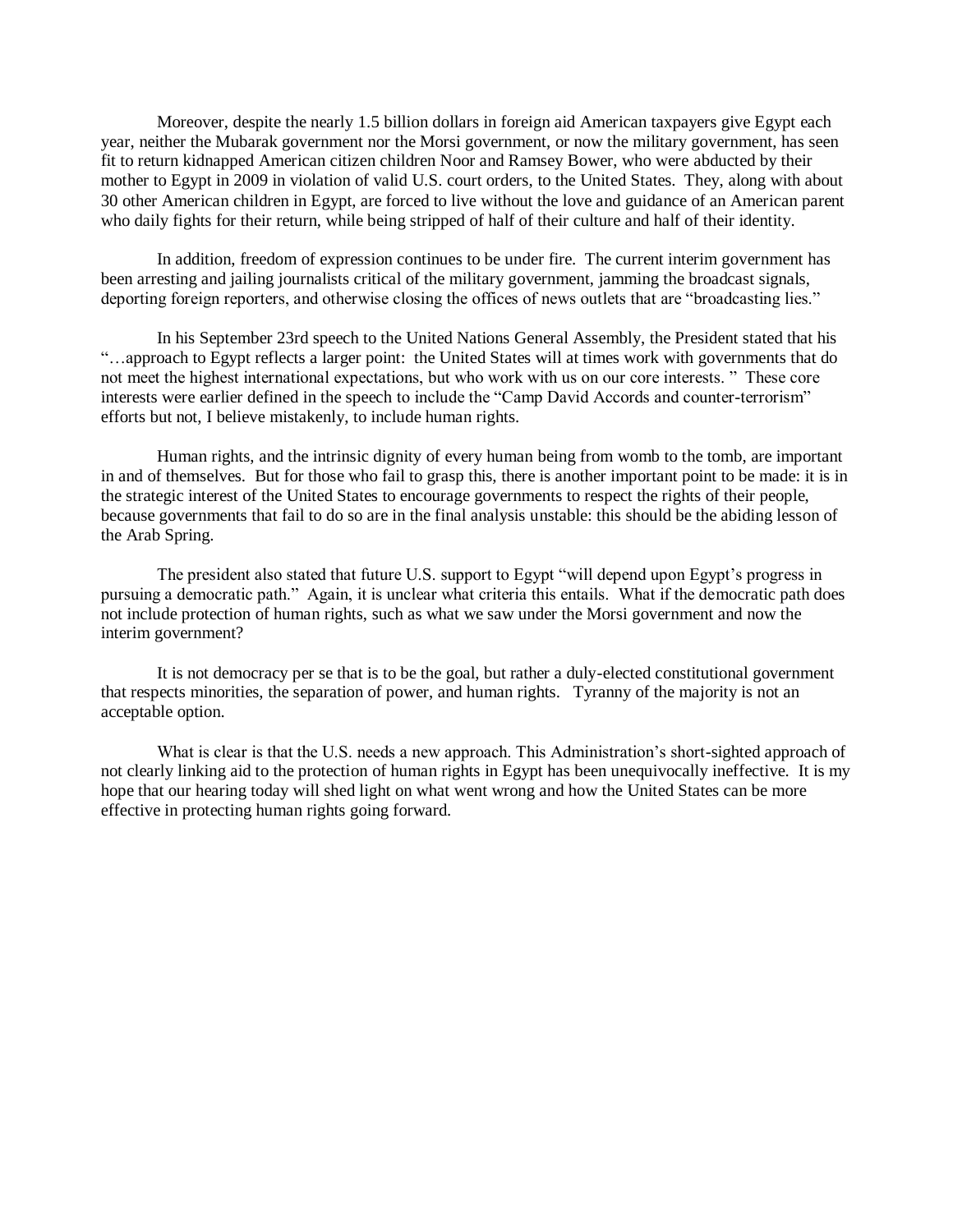Moreover, despite the nearly 1.5 billion dollars in foreign aid American taxpayers give Egypt each year, neither the Mubarak government nor the Morsi government, or now the military government, has seen fit to return kidnapped American citizen children Noor and Ramsey Bower, who were abducted by their mother to Egypt in 2009 in violation of valid U.S. court orders, to the United States. They, along with about 30 other American children in Egypt, are forced to live without the love and guidance of an American parent who daily fights for their return, while being stripped of half of their culture and half of their identity.

In addition, freedom of expression continues to be under fire. The current interim government has been arresting and jailing journalists critical of the military government, jamming the broadcast signals, deporting foreign reporters, and otherwise closing the offices of news outlets that are "broadcasting lies."

In his September 23rd speech to the United Nations General Assembly, the President stated that his "…approach to Egypt reflects a larger point: the United States will at times work with governments that do not meet the highest international expectations, but who work with us on our core interests. " These core interests were earlier defined in the speech to include the "Camp David Accords and counter-terrorism" efforts but not, I believe mistakenly, to include human rights.

Human rights, and the intrinsic dignity of every human being from womb to the tomb, are important in and of themselves. But for those who fail to grasp this, there is another important point to be made: it is in the strategic interest of the United States to encourage governments to respect the rights of their people, because governments that fail to do so are in the final analysis unstable: this should be the abiding lesson of the Arab Spring.

The president also stated that future U.S. support to Egypt "will depend upon Egypt's progress in pursuing a democratic path." Again, it is unclear what criteria this entails. What if the democratic path does not include protection of human rights, such as what we saw under the Morsi government and now the interim government?

It is not democracy per se that is to be the goal, but rather a duly-elected constitutional government that respects minorities, the separation of power, and human rights. Tyranny of the majority is not an acceptable option.

What is clear is that the U.S. needs a new approach. This Administration's short-sighted approach of not clearly linking aid to the protection of human rights in Egypt has been unequivocally ineffective. It is my hope that our hearing today will shed light on what went wrong and how the United States can be more effective in protecting human rights going forward.